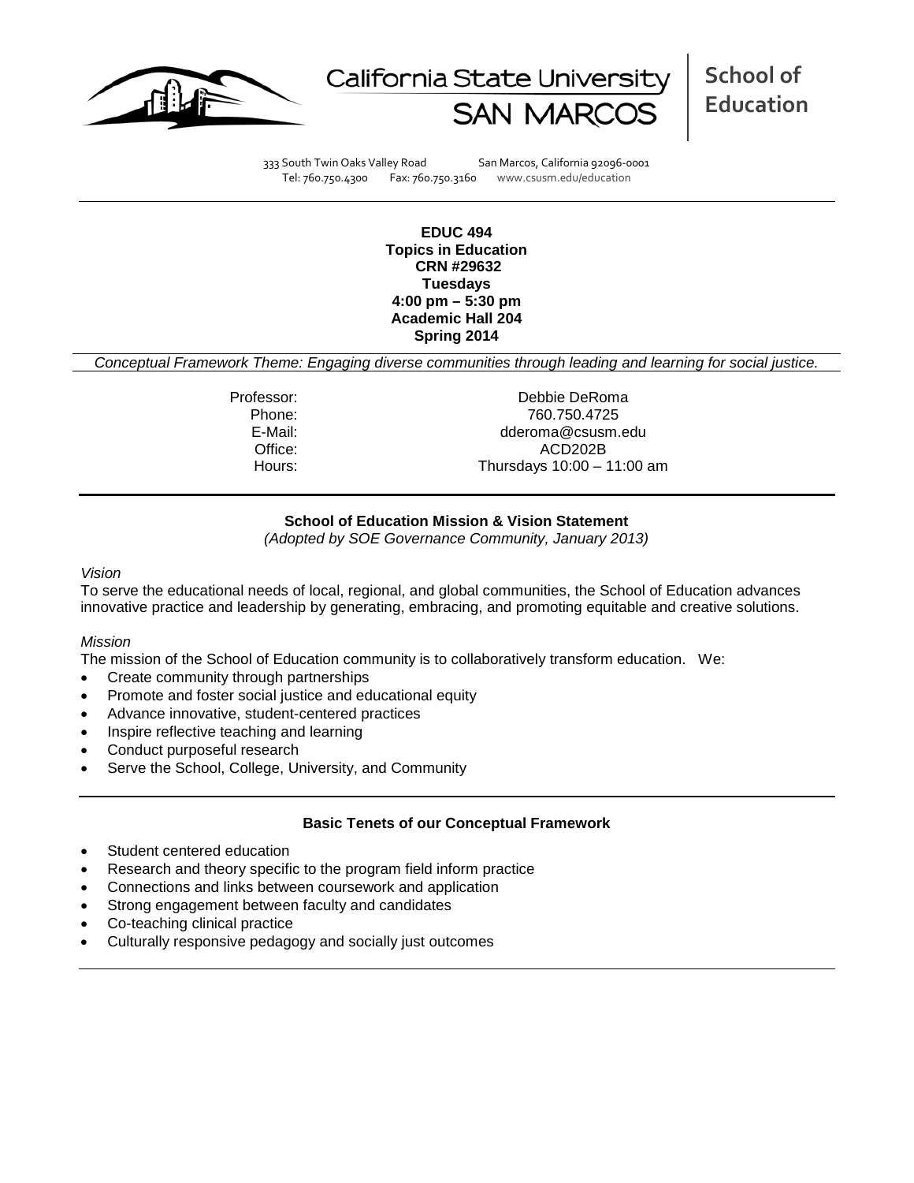California State University SAN MARCOS | School of Education

333 South Twin Oaks Valley Road San Marcos, California 92096-0001
Tel: 760.750.4300 Fax: 760.750.3160 www.csusm.edu/education

**EDUC 494**
**Topics in Education**
**CRN #29632**
**Tuesdays**
**4:00 pm – 5:30 pm**
**Academic Hall 204**
**Spring 2014**

*Conceptual Framework Theme: Engaging diverse communities through leading and learning for social justice.*

Professor: Debbie DeRoma
Phone: 760.750.4725
E-Mail: dderoma@csusm.edu
Office: ACD202B
Hours: Thursdays 10:00 – 11:00 am

## School of Education Mission & Vision Statement

*(Adopted by SOE Governance Community, January 2013)*

*Vision*

To serve the educational needs of local, regional, and global communities, the School of Education advances innovative practice and leadership by generating, embracing, and promoting equitable and creative solutions.

*Mission*

The mission of the School of Education community is to collaboratively transform education. We:

- Create community through partnerships
- Promote and foster social justice and educational equity
- Advance innovative, student-centered practices
- Inspire reflective teaching and learning
- Conduct purposeful research
- Serve the School, College, University, and Community

## Basic Tenets of our Conceptual Framework

- Student centered education
- Research and theory specific to the program field inform practice
- Connections and links between coursework and application
- Strong engagement between faculty and candidates
- Co-teaching clinical practice
- Culturally responsive pedagogy and socially just outcomes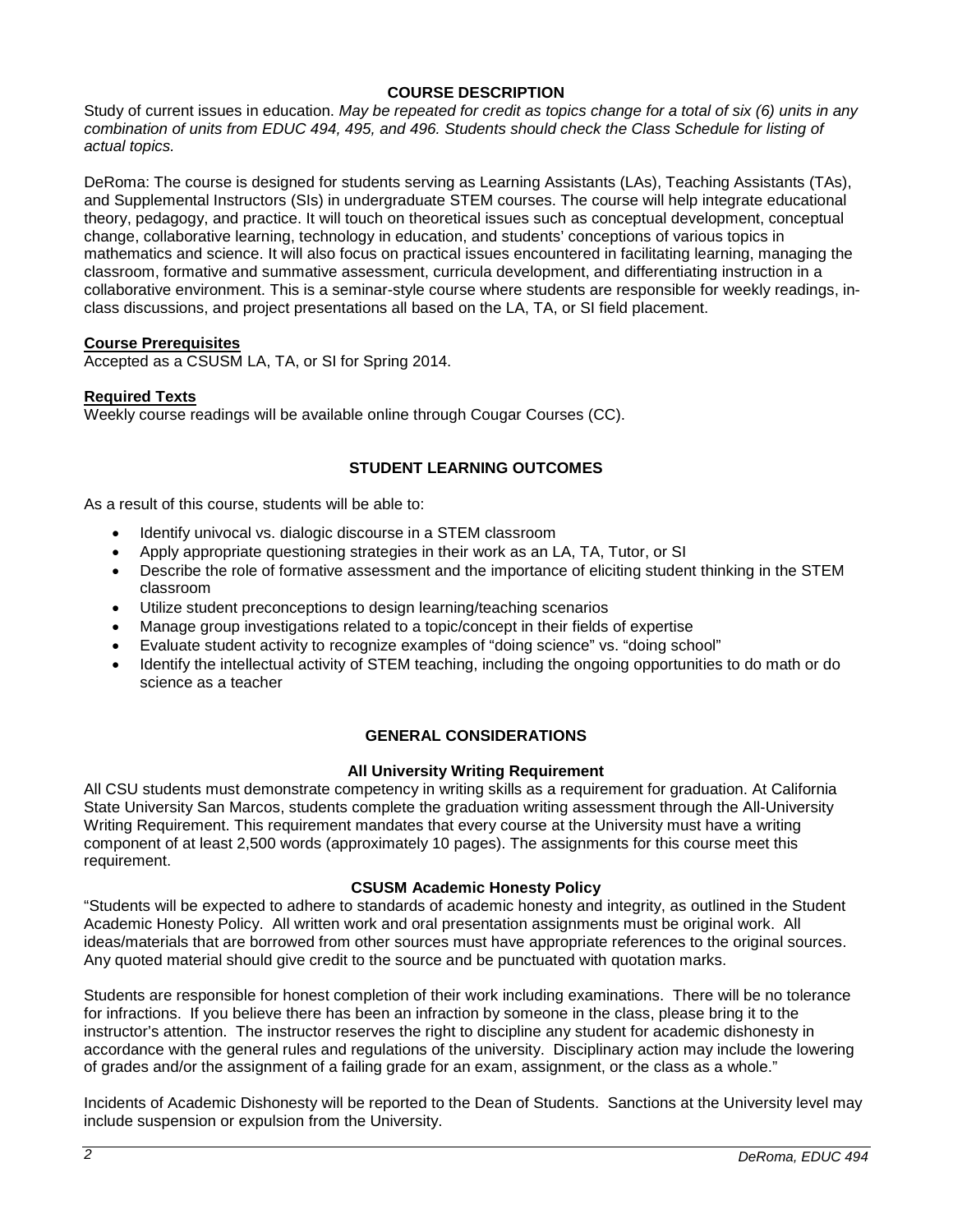## COURSE DESCRIPTION

Study of current issues in education. *May be repeated for credit as topics change for a total of six (6) units in any combination of units from EDUC 494, 495, and 496. Students should check the Class Schedule for listing of actual topics.*

DeRoma: The course is designed for students serving as Learning Assistants (LAs), Teaching Assistants (TAs), and Supplemental Instructors (SIs) in undergraduate STEM courses. The course will help integrate educational theory, pedagogy, and practice. It will touch on theoretical issues such as conceptual development, conceptual change, collaborative learning, technology in education, and students' conceptions of various topics in mathematics and science. It will also focus on practical issues encountered in facilitating learning, managing the classroom, formative and summative assessment, curricula development, and differentiating instruction in a collaborative environment. This is a seminar-style course where students are responsible for weekly readings, in-class discussions, and project presentations all based on the LA, TA, or SI field placement.

### Course Prerequisites

Accepted as a CSUSM LA, TA, or SI for Spring 2014.

### Required Texts

Weekly course readings will be available online through Cougar Courses (CC).

## STUDENT LEARNING OUTCOMES

As a result of this course, students will be able to:

- Identify univocal vs. dialogic discourse in a STEM classroom
- Apply appropriate questioning strategies in their work as an LA, TA, Tutor, or SI
- Describe the role of formative assessment and the importance of eliciting student thinking in the STEM classroom
- Utilize student preconceptions to design learning/teaching scenarios
- Manage group investigations related to a topic/concept in their fields of expertise
- Evaluate student activity to recognize examples of "doing science" vs. "doing school"
- Identify the intellectual activity of STEM teaching, including the ongoing opportunities to do math or do science as a teacher

## GENERAL CONSIDERATIONS

### All University Writing Requirement

All CSU students must demonstrate competency in writing skills as a requirement for graduation. At California State University San Marcos, students complete the graduation writing assessment through the All-University Writing Requirement. This requirement mandates that every course at the University must have a writing component of at least 2,500 words (approximately 10 pages). The assignments for this course meet this requirement.

### CSUSM Academic Honesty Policy

"Students will be expected to adhere to standards of academic honesty and integrity, as outlined in the Student Academic Honesty Policy. All written work and oral presentation assignments must be original work. All ideas/materials that are borrowed from other sources must have appropriate references to the original sources. Any quoted material should give credit to the source and be punctuated with quotation marks.

Students are responsible for honest completion of their work including examinations. There will be no tolerance for infractions. If you believe there has been an infraction by someone in the class, please bring it to the instructor's attention. The instructor reserves the right to discipline any student for academic dishonesty in accordance with the general rules and regulations of the university. Disciplinary action may include the lowering of grades and/or the assignment of a failing grade for an exam, assignment, or the class as a whole."

Incidents of Academic Dishonesty will be reported to the Dean of Students. Sanctions at the University level may include suspension or expulsion from the University.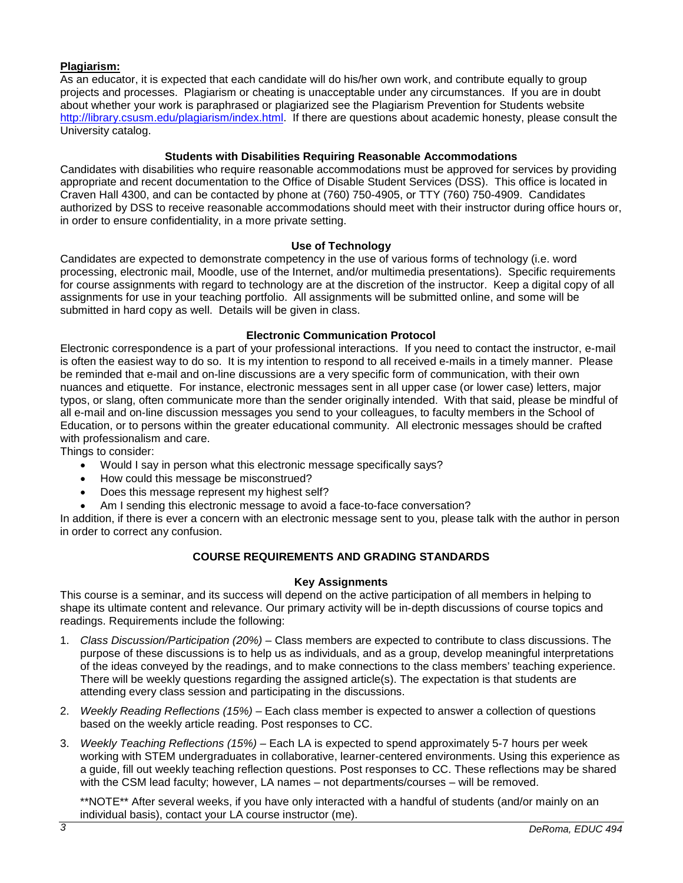**Plagiarism:**

As an educator, it is expected that each candidate will do his/her own work, and contribute equally to group projects and processes. Plagiarism or cheating is unacceptable under any circumstances. If you are in doubt about whether your work is paraphrased or plagiarized see the Plagiarism Prevention for Students website http://library.csusm.edu/plagiarism/index.html. If there are questions about academic honesty, please consult the University catalog.

### Students with Disabilities Requiring Reasonable Accommodations

Candidates with disabilities who require reasonable accommodations must be approved for services by providing appropriate and recent documentation to the Office of Disable Student Services (DSS). This office is located in Craven Hall 4300, and can be contacted by phone at (760) 750-4905, or TTY (760) 750-4909. Candidates authorized by DSS to receive reasonable accommodations should meet with their instructor during office hours or, in order to ensure confidentiality, in a more private setting.

### Use of Technology

Candidates are expected to demonstrate competency in the use of various forms of technology (i.e. word processing, electronic mail, Moodle, use of the Internet, and/or multimedia presentations). Specific requirements for course assignments with regard to technology are at the discretion of the instructor. Keep a digital copy of all assignments for use in your teaching portfolio. All assignments will be submitted online, and some will be submitted in hard copy as well. Details will be given in class.

### Electronic Communication Protocol

Electronic correspondence is a part of your professional interactions. If you need to contact the instructor, e-mail is often the easiest way to do so. It is my intention to respond to all received e-mails in a timely manner. Please be reminded that e-mail and on-line discussions are a very specific form of communication, with their own nuances and etiquette. For instance, electronic messages sent in all upper case (or lower case) letters, major typos, or slang, often communicate more than the sender originally intended. With that said, please be mindful of all e-mail and on-line discussion messages you send to your colleagues, to faculty members in the School of Education, or to persons within the greater educational community. All electronic messages should be crafted with professionalism and care.

Things to consider:

- Would I say in person what this electronic message specifically says?
- How could this message be misconstrued?
- Does this message represent my highest self?
- Am I sending this electronic message to avoid a face-to-face conversation?

In addition, if there is ever a concern with an electronic message sent to you, please talk with the author in person in order to correct any confusion.

## COURSE REQUIREMENTS AND GRADING STANDARDS

### Key Assignments

This course is a seminar, and its success will depend on the active participation of all members in helping to shape its ultimate content and relevance. Our primary activity will be in-depth discussions of course topics and readings. Requirements include the following:

1. *Class Discussion/Participation (20%)* – Class members are expected to contribute to class discussions. The purpose of these discussions is to help us as individuals, and as a group, develop meaningful interpretations of the ideas conveyed by the readings, and to make connections to the class members' teaching experience. There will be weekly questions regarding the assigned article(s). The expectation is that students are attending every class session and participating in the discussions.
2. *Weekly Reading Reflections (15%)* – Each class member is expected to answer a collection of questions based on the weekly article reading. Post responses to CC.
3. *Weekly Teaching Reflections (15%)* – Each LA is expected to spend approximately 5-7 hours per week working with STEM undergraduates in collaborative, learner-centered environments. Using this experience as a guide, fill out weekly teaching reflection questions. Post responses to CC. These reflections may be shared with the CSM lead faculty; however, LA names – not departments/courses – will be removed.

   **NOTE** After several weeks, if you have only interacted with a handful of students (and/or mainly on an individual basis), contact your LA course instructor (me).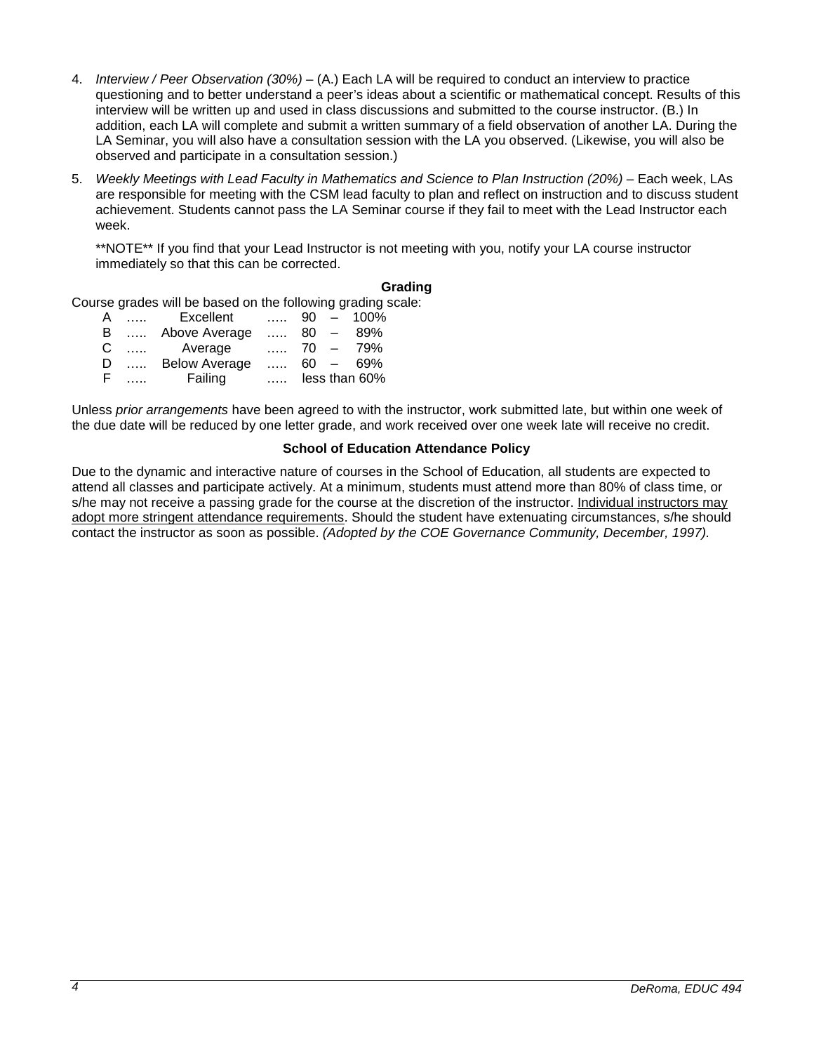4. *Interview / Peer Observation (30%)* – (A.) Each LA will be required to conduct an interview to practice questioning and to better understand a peer's ideas about a scientific or mathematical concept. Results of this interview will be written up and used in class discussions and submitted to the course instructor. (B.) In addition, each LA will complete and submit a written summary of a field observation of another LA. During the LA Seminar, you will also have a consultation session with the LA you observed. (Likewise, you will also be observed and participate in a consultation session.)

5. *Weekly Meetings with Lead Faculty in Mathematics and Science to Plan Instruction (20%)* – Each week, LAs are responsible for meeting with the CSM lead faculty to plan and reflect on instruction and to discuss student achievement. Students cannot pass the LA Seminar course if they fail to meet with the Lead Instructor each week.

   **NOTE** If you find that your Lead Instructor is not meeting with you, notify your LA course instructor immediately so that this can be corrected.

### Grading

Course grades will be based on the following grading scale:

| Grade | | Description | | Range |
|---|---|---|---|---|
| A | ….. | Excellent | ….. | 90 – 100% |
| B | ….. | Above Average | ….. | 80 – 89% |
| C | ….. | Average | ….. | 70 – 79% |
| D | ….. | Below Average | ….. | 60 – 69% |
| F | ….. | Failing | ….. | less than 60% |

Unless *prior arrangements* have been agreed to with the instructor, work submitted late, but within one week of the due date will be reduced by one letter grade, and work received over one week late will receive no credit.

### School of Education Attendance Policy

Due to the dynamic and interactive nature of courses in the School of Education, all students are expected to attend all classes and participate actively. At a minimum, students must attend more than 80% of class time, or s/he may not receive a passing grade for the course at the discretion of the instructor. Individual instructors may adopt more stringent attendance requirements. Should the student have extenuating circumstances, s/he should contact the instructor as soon as possible. *(Adopted by the COE Governance Community, December, 1997).*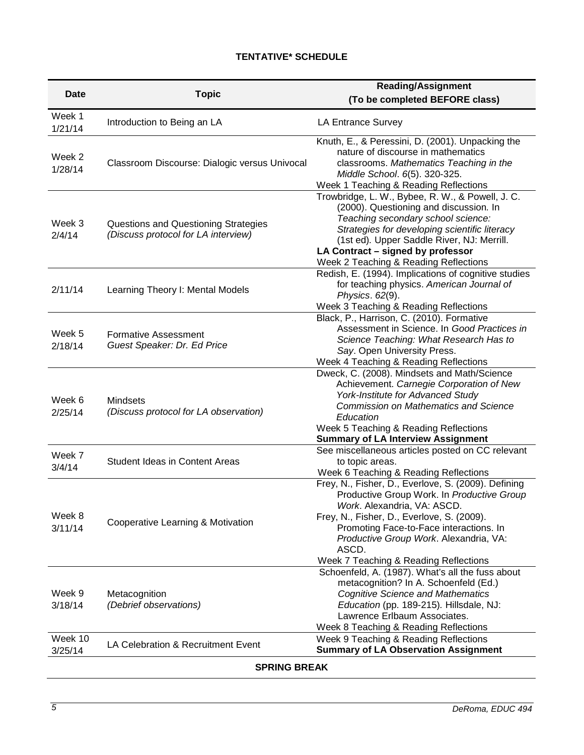**TENTATIVE* SCHEDULE**

| Date | Topic | Reading/Assignment (To be completed BEFORE class) |
|---|---|---|
| Week 1 1/21/14 | Introduction to Being an LA | LA Entrance Survey |
| Week 2 1/28/14 | Classroom Discourse: Dialogic versus Univocal | Knuth, E., & Peressini, D. (2001). Unpacking the nature of discourse in mathematics classrooms. *Mathematics Teaching in the Middle School*. *6*(5). 320-325.<br>Week 1 Teaching & Reading Reflections |
| Week 3 2/4/14 | Questions and Questioning Strategies<br>*(Discuss protocol for LA interview)* | Trowbridge, L. W., Bybee, R. W., & Powell, J. C. (2000). Questioning and discussion. In *Teaching secondary school science: Strategies for developing scientific literacy* (1st ed). Upper Saddle River, NJ: Merrill.<br>**LA Contract – signed by professor**<br>Week 2 Teaching & Reading Reflections |
| 2/11/14 | Learning Theory I: Mental Models | Redish, E. (1994). Implications of cognitive studies for teaching physics. *American Journal of Physics*. *62*(9).<br>Week 3 Teaching & Reading Reflections |
| Week 5 2/18/14 | Formative Assessment<br>*Guest Speaker: Dr. Ed Price* | Black, P., Harrison, C. (2010). Formative Assessment in Science. In *Good Practices in Science Teaching: What Research Has to Say*. Open University Press.<br>Week 4 Teaching & Reading Reflections |
| Week 6 2/25/14 | Mindsets<br>*(Discuss protocol for LA observation)* | Dweck, C. (2008). Mindsets and Math/Science Achievement. *Carnegie Corporation of New York-Institute for Advanced Study Commission on Mathematics and Science Education*<br>Week 5 Teaching & Reading Reflections<br>**Summary of LA Interview Assignment** |
| Week 7 3/4/14 | Student Ideas in Content Areas | See miscellaneous articles posted on CC relevant to topic areas.<br>Week 6 Teaching & Reading Reflections |
| Week 8 3/11/14 | Cooperative Learning & Motivation | Frey, N., Fisher, D., Everlove, S. (2009). Defining Productive Group Work. In *Productive Group Work*. Alexandria, VA: ASCD.<br>Frey, N., Fisher, D., Everlove, S. (2009). Promoting Face-to-Face interactions. In *Productive Group Work*. Alexandria, VA: ASCD.<br>Week 7 Teaching & Reading Reflections |
| Week 9 3/18/14 | Metacognition<br>*(Debrief observations)* | Schoenfeld, A. (1987). What's all the fuss about metacognition? In A. Schoenfeld (Ed.) *Cognitive Science and Mathematics Education* (pp. 189-215). Hillsdale, NJ: Lawrence Erlbaum Associates.<br>Week 8 Teaching & Reading Reflections |
| Week 10 3/25/14 | LA Celebration & Recruitment Event | Week 9 Teaching & Reading Reflections<br>**Summary of LA Observation Assignment** |
| | **SPRING BREAK** | |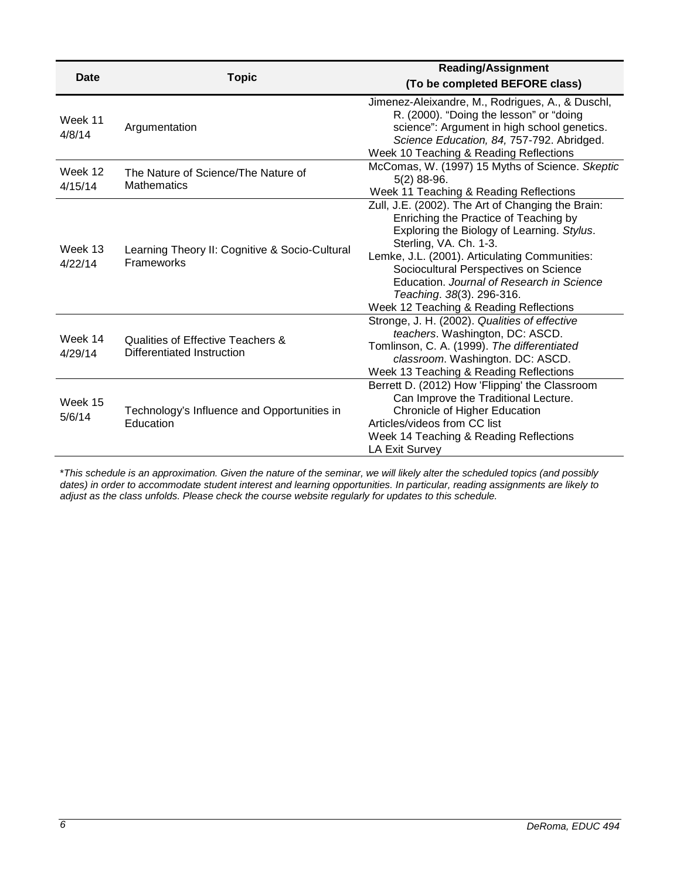| Date | Topic | Reading/Assignment (To be completed BEFORE class) |
| --- | --- | --- |
| Week 11 4/8/14 | Argumentation | Jimenez-Aleixandre, M., Rodrigues, A., & Duschl, R. (2000). “Doing the lesson” or “doing science”: Argument in high school genetics. *Science Education, 84,* 757-792. Abridged.<br>Week 10 Teaching & Reading Reflections |
| Week 12 4/15/14 | The Nature of Science/The Nature of Mathematics | McComas, W. (1997) 15 Myths of Science. *Skeptic* 5(2) 88-96.<br>Week 11 Teaching & Reading Reflections |
| Week 13 4/22/14 | Learning Theory II: Cognitive & Socio-Cultural Frameworks | Zull, J.E. (2002). The Art of Changing the Brain: Enriching the Practice of Teaching by Exploring the Biology of Learning. *Stylus*. Sterling, VA. Ch. 1-3.<br>Lemke, J.L. (2001). Articulating Communities: Sociocultural Perspectives on Science Education. *Journal of Research in Science Teaching*. *38*(3). 296-316.<br>Week 12 Teaching & Reading Reflections |
| Week 14 4/29/14 | Qualities of Effective Teachers & Differentiated Instruction | Stronge, J. H. (2002). *Qualities of effective teachers*. Washington, DC: ASCD.<br>Tomlinson, C. A. (1999). *The differentiated classroom*. Washington. DC: ASCD.<br>Week 13 Teaching & Reading Reflections |
| Week 15 5/6/14 | Technology's Influence and Opportunities in Education | Berrett D. (2012) How 'Flipping' the Classroom Can Improve the Traditional Lecture. Chronicle of Higher Education<br>Articles/videos from CC list<br>Week 14 Teaching & Reading Reflections<br>LA Exit Survey |

*\*This schedule is an approximation. Given the nature of the seminar, we will likely alter the scheduled topics (and possibly dates) in order to accommodate student interest and learning opportunities. In particular, reading assignments are likely to adjust as the class unfolds. Please check the course website regularly for updates to this schedule.*